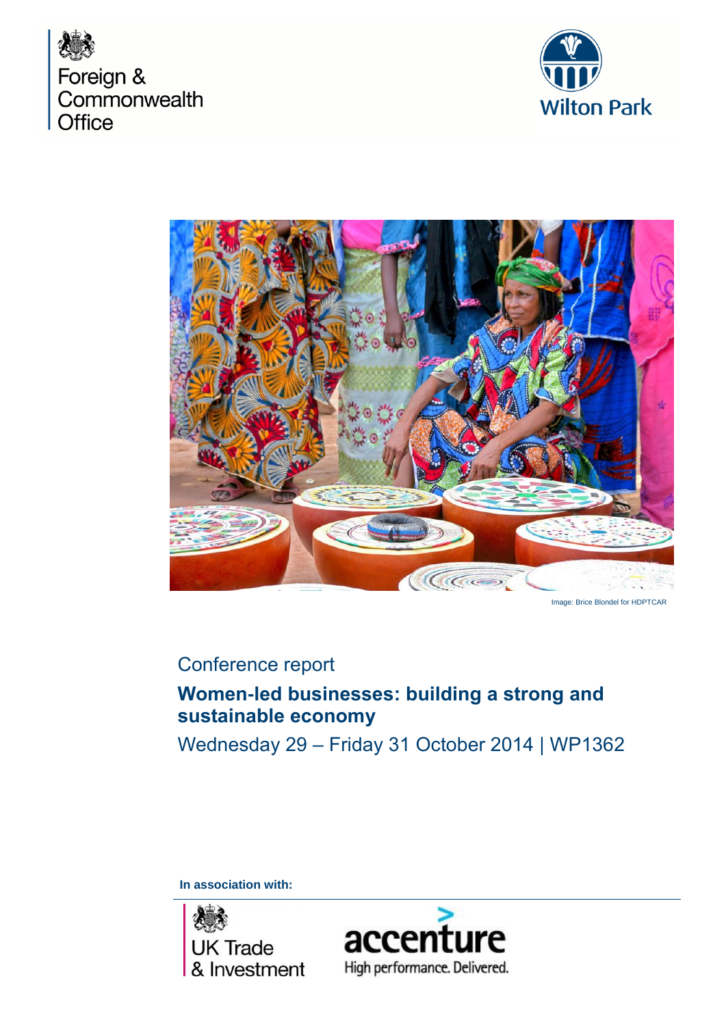Foreign & Commonwealth Office

Wilton Park

Image: Brice Blondel for HDPTCAR

Conference report

# Women-led businesses: building a strong and sustainable economy

Wednesday 29 – Friday 31 October 2014 | WP1362

**In association with:**

UK Trade & Investment

accenture
High performance. Delivered.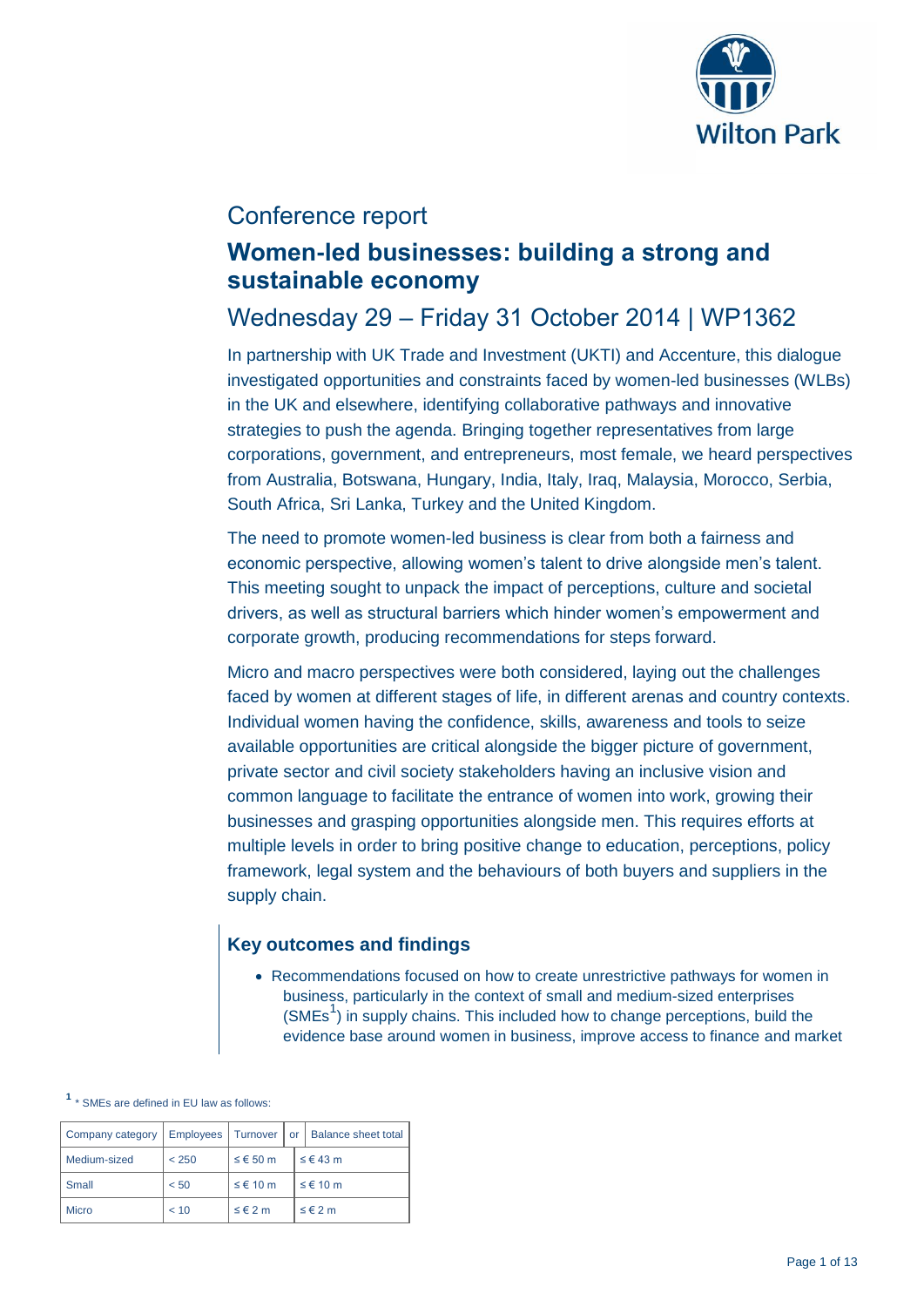# Conference report

## Women-led businesses: building a strong and sustainable economy

### Wednesday 29 – Friday 31 October 2014 | WP1362

In partnership with UK Trade and Investment (UKTI) and Accenture, this dialogue investigated opportunities and constraints faced by women-led businesses (WLBs) in the UK and elsewhere, identifying collaborative pathways and innovative strategies to push the agenda. Bringing together representatives from large corporations, government, and entrepreneurs, most female, we heard perspectives from Australia, Botswana, Hungary, India, Italy, Iraq, Malaysia, Morocco, Serbia, South Africa, Sri Lanka, Turkey and the United Kingdom.

The need to promote women-led business is clear from both a fairness and economic perspective, allowing women's talent to drive alongside men's talent. This meeting sought to unpack the impact of perceptions, culture and societal drivers, as well as structural barriers which hinder women's empowerment and corporate growth, producing recommendations for steps forward.

Micro and macro perspectives were both considered, laying out the challenges faced by women at different stages of life, in different arenas and country contexts. Individual women having the confidence, skills, awareness and tools to seize available opportunities are critical alongside the bigger picture of government, private sector and civil society stakeholders having an inclusive vision and common language to facilitate the entrance of women into work, growing their businesses and grasping opportunities alongside men. This requires efforts at multiple levels in order to bring positive change to education, perceptions, policy framework, legal system and the behaviours of both buyers and suppliers in the supply chain.

### Key outcomes and findings

- Recommendations focused on how to create unrestrictive pathways for women in business, particularly in the context of small and medium-sized enterprises (SMEs[1]) in supply chains. This included how to change perceptions, build the evidence base around women in business, improve access to finance and market

[1] * SMEs are defined in EU law as follows:

| Company category | Employees | Turnover | or | Balance sheet total |
|---|---|---|---|---|
| Medium-sized | < 250 | ≤ € 50 m | | ≤ € 43 m |
| Small | < 50 | ≤ € 10 m | | ≤ € 10 m |
| Micro | < 10 | ≤ € 2 m | | ≤ € 2 m |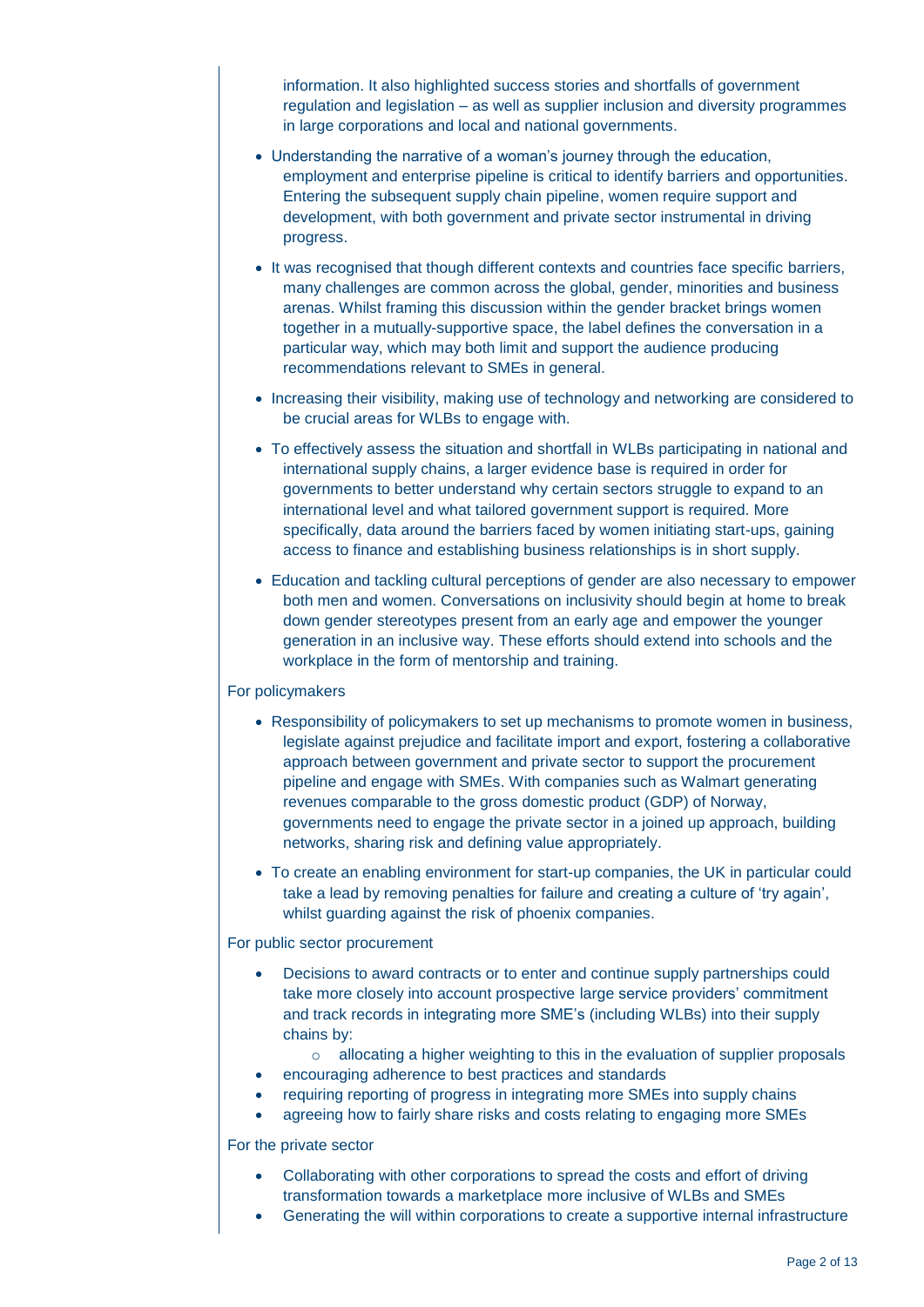information. It also highlighted success stories and shortfalls of government regulation and legislation – as well as supplier inclusion and diversity programmes in large corporations and local and national governments.

- Understanding the narrative of a woman's journey through the education, employment and enterprise pipeline is critical to identify barriers and opportunities. Entering the subsequent supply chain pipeline, women require support and development, with both government and private sector instrumental in driving progress.
- It was recognised that though different contexts and countries face specific barriers, many challenges are common across the global, gender, minorities and business arenas. Whilst framing this discussion within the gender bracket brings women together in a mutually-supportive space, the label defines the conversation in a particular way, which may both limit and support the audience producing recommendations relevant to SMEs in general.
- Increasing their visibility, making use of technology and networking are considered to be crucial areas for WLBs to engage with.
- To effectively assess the situation and shortfall in WLBs participating in national and international supply chains, a larger evidence base is required in order for governments to better understand why certain sectors struggle to expand to an international level and what tailored government support is required. More specifically, data around the barriers faced by women initiating start-ups, gaining access to finance and establishing business relationships is in short supply.
- Education and tackling cultural perceptions of gender are also necessary to empower both men and women. Conversations on inclusivity should begin at home to break down gender stereotypes present from an early age and empower the younger generation in an inclusive way. These efforts should extend into schools and the workplace in the form of mentorship and training.

For policymakers

- Responsibility of policymakers to set up mechanisms to promote women in business, legislate against prejudice and facilitate import and export, fostering a collaborative approach between government and private sector to support the procurement pipeline and engage with SMEs. With companies such as Walmart generating revenues comparable to the gross domestic product (GDP) of Norway, governments need to engage the private sector in a joined up approach, building networks, sharing risk and defining value appropriately.
- To create an enabling environment for start-up companies, the UK in particular could take a lead by removing penalties for failure and creating a culture of 'try again', whilst guarding against the risk of phoenix companies.

For public sector procurement

- Decisions to award contracts or to enter and continue supply partnerships could take more closely into account prospective large service providers' commitment and track records in integrating more SME's (including WLBs) into their supply chains by:
    - allocating a higher weighting to this in the evaluation of supplier proposals
- encouraging adherence to best practices and standards
- requiring reporting of progress in integrating more SMEs into supply chains
- agreeing how to fairly share risks and costs relating to engaging more SMEs

For the private sector

- Collaborating with other corporations to spread the costs and effort of driving transformation towards a marketplace more inclusive of WLBs and SMEs
- Generating the will within corporations to create a supportive internal infrastructure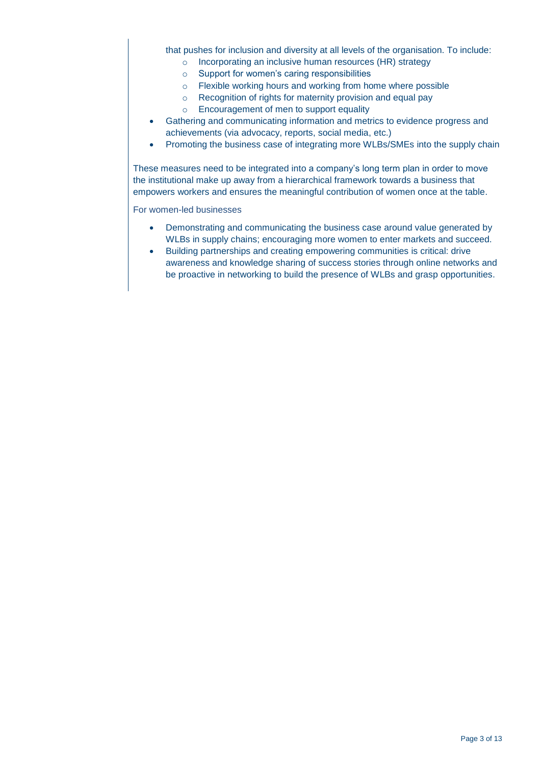that pushes for inclusion and diversity at all levels of the organisation. To include:
  - Incorporating an inclusive human resources (HR) strategy
  - Support for women's caring responsibilities
  - Flexible working hours and working from home where possible
  - Recognition of rights for maternity provision and equal pay
  - Encouragement of men to support equality
- Gathering and communicating information and metrics to evidence progress and achievements (via advocacy, reports, social media, etc.)
- Promoting the business case of integrating more WLBs/SMEs into the supply chain

These measures need to be integrated into a company's long term plan in order to move the institutional make up away from a hierarchical framework towards a business that empowers workers and ensures the meaningful contribution of women once at the table.

For women-led businesses

- Demonstrating and communicating the business case around value generated by WLBs in supply chains; encouraging more women to enter markets and succeed.
- Building partnerships and creating empowering communities is critical: drive awareness and knowledge sharing of success stories through online networks and be proactive in networking to build the presence of WLBs and grasp opportunities.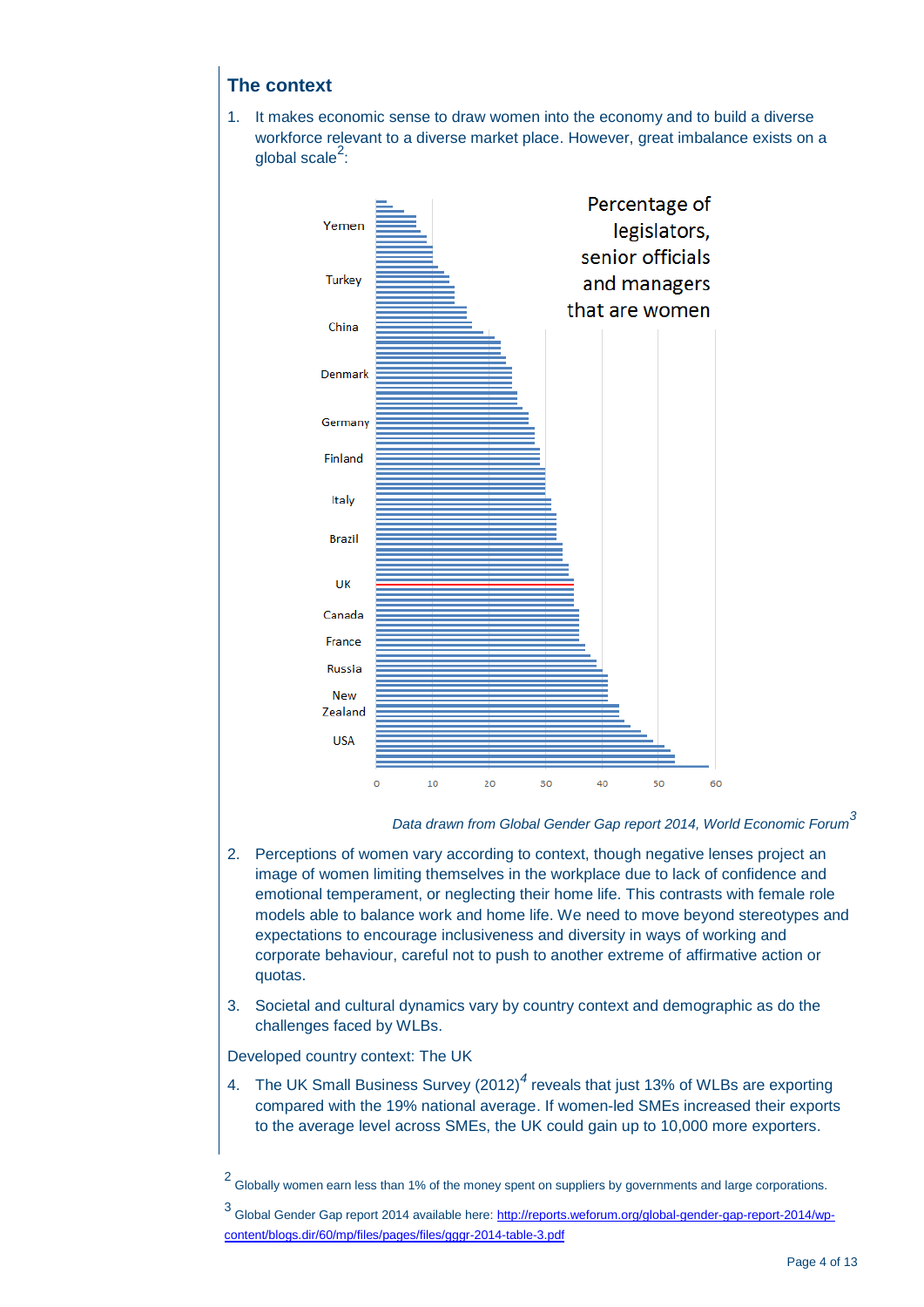## The context

1. It makes economic sense to draw women into the economy and to build a diverse workforce relevant to a diverse market place. However, great imbalance exists on a global scale[2]:

Percentage of legislators, senior officials and managers that are women

Yemen, Turkey, China, Denmark, Germany, Finland, Italy, Brazil, UK, Canada, France, Russia, New Zealand, USA

0 10 20 30 40 50 60

*Data drawn from Global Gender Gap report 2014, World Economic Forum*[3]

2. Perceptions of women vary according to context, though negative lenses project an image of women limiting themselves in the workplace due to lack of confidence and emotional temperament, or neglecting their home life. This contrasts with female role models able to balance work and home life. We need to move beyond stereotypes and expectations to encourage inclusiveness and diversity in ways of working and corporate behaviour, careful not to push to another extreme of affirmative action or quotas.

3. Societal and cultural dynamics vary by country context and demographic as do the challenges faced by WLBs.

Developed country context: The UK

4. The UK Small Business Survey (2012)[4] reveals that just 13% of WLBs are exporting compared with the 19% national average. If women-led SMEs increased their exports to the average level across SMEs, the UK could gain up to 10,000 more exporters.

---

[2] Globally women earn less than 1% of the money spent on suppliers by governments and large corporations.

[3] Global Gender Gap report 2014 available here: http://reports.weforum.org/global-gender-gap-report-2014/wp-content/blogs.dir/60/mp/files/pages/files/gggr-2014-table-3.pdf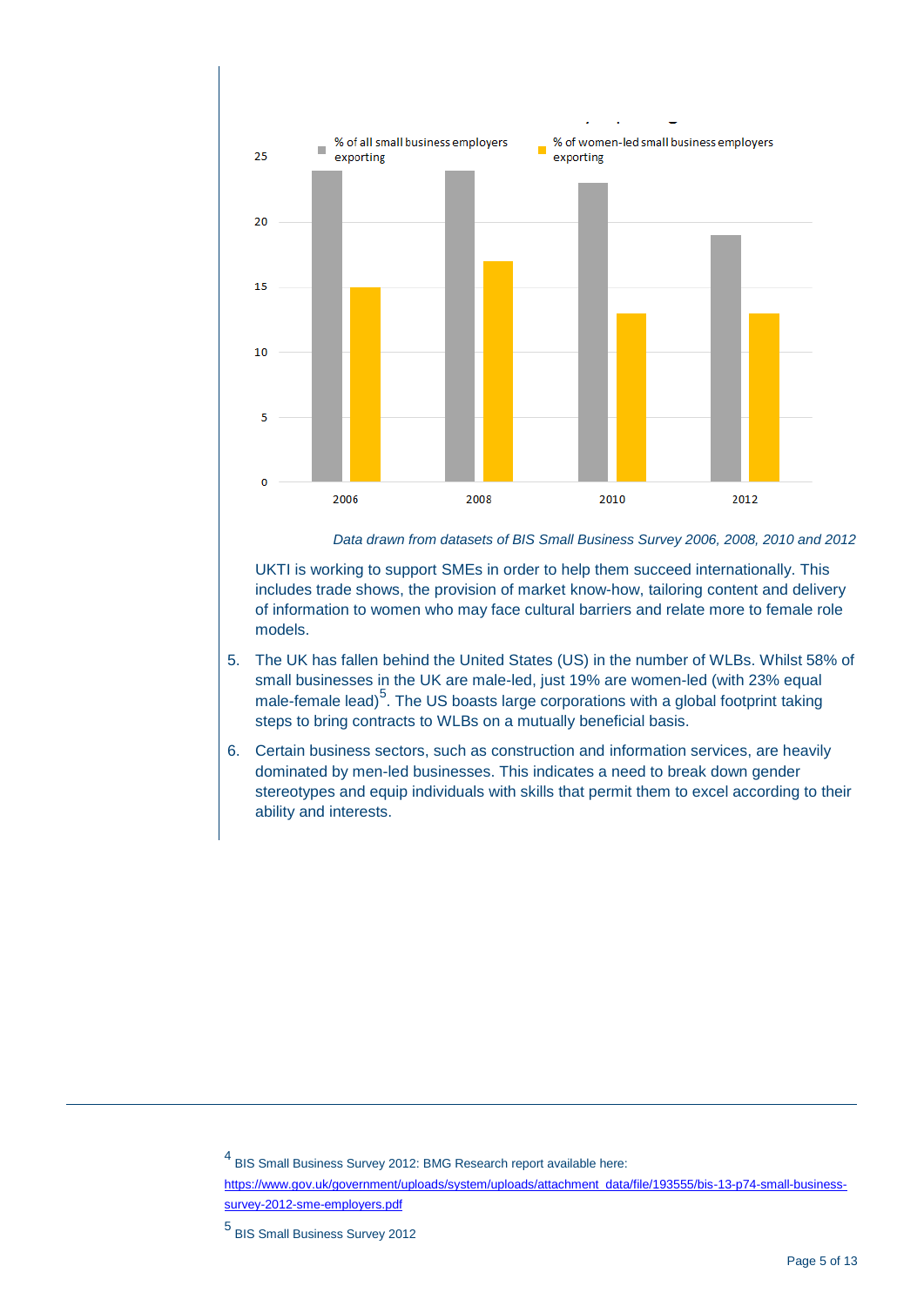| Year | % of all small business employers exporting | % of women-led small business employers exporting |
|---|---|---|
| 2006 | 24 | 15 |
| 2008 | 24 | 17 |
| 2010 | 23 | 13 |
| 2012 | 19 | 13 |

*Data drawn from datasets of BIS Small Business Survey 2006, 2008, 2010 and 2012*

UKTI is working to support SMEs in order to help them succeed internationally. This includes trade shows, the provision of market know-how, tailoring content and delivery of information to women who may face cultural barriers and relate more to female role models.

5. The UK has fallen behind the United States (US) in the number of WLBs. Whilst 58% of small businesses in the UK are male-led, just 19% are women-led (with 23% equal male-female lead)[5]. The US boasts large corporations with a global footprint taking steps to bring contracts to WLBs on a mutually beneficial basis.

6. Certain business sectors, such as construction and information services, are heavily dominated by men-led businesses. This indicates a need to break down gender stereotypes and equip individuals with skills that permit them to excel according to their ability and interests.

---

[4] BIS Small Business Survey 2012: BMG Research report available here: https://www.gov.uk/government/uploads/system/uploads/attachment_data/file/193555/bis-13-p74-small-business-survey-2012-sme-employers.pdf

[5] BIS Small Business Survey 2012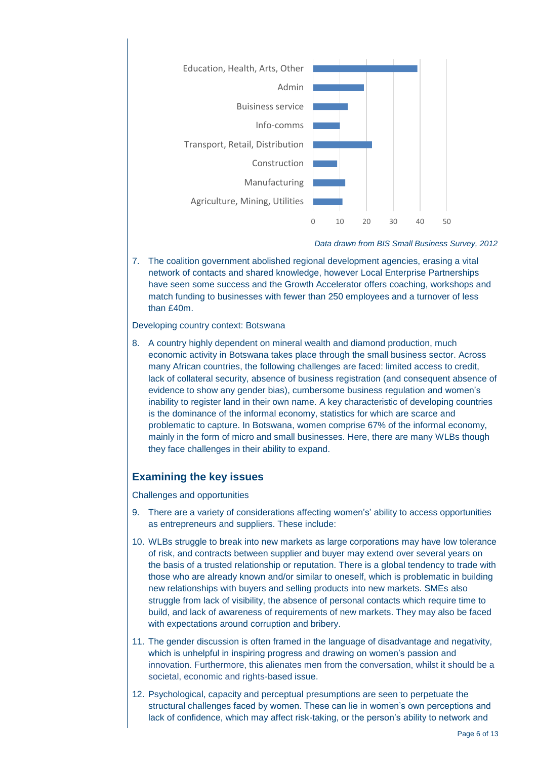Education, Health, Arts, Other

Admin

Buisiness service

Info-comms

Transport, Retail, Distribution

Construction

Manufacturing

Agriculture, Mining, Utilities

0 10 20 30 40 50

*Data drawn from BIS Small Business Survey, 2012*

7. The coalition government abolished regional development agencies, erasing a vital network of contacts and shared knowledge, however Local Enterprise Partnerships have seen some success and the Growth Accelerator offers coaching, workshops and match funding to businesses with fewer than 250 employees and a turnover of less than £40m.

Developing country context: Botswana

8. A country highly dependent on mineral wealth and diamond production, much economic activity in Botswana takes place through the small business sector. Across many African countries, the following challenges are faced: limited access to credit, lack of collateral security, absence of business registration (and consequent absence of evidence to show any gender bias), cumbersome business regulation and women's inability to register land in their own name. A key characteristic of developing countries is the dominance of the informal economy, statistics for which are scarce and problematic to capture. In Botswana, women comprise 67% of the informal economy, mainly in the form of micro and small businesses. Here, there are many WLBs though they face challenges in their ability to expand.

## Examining the key issues

Challenges and opportunities

9. There are a variety of considerations affecting women's' ability to access opportunities as entrepreneurs and suppliers. These include:

10. WLBs struggle to break into new markets as large corporations may have low tolerance of risk, and contracts between supplier and buyer may extend over several years on the basis of a trusted relationship or reputation. There is a global tendency to trade with those who are already known and/or similar to oneself, which is problematic in building new relationships with buyers and selling products into new markets. SMEs also struggle from lack of visibility, the absence of personal contacts which require time to build, and lack of awareness of requirements of new markets. They may also be faced with expectations around corruption and bribery.

11. The gender discussion is often framed in the language of disadvantage and negativity, which is unhelpful in inspiring progress and drawing on women's passion and innovation. Furthermore, this alienates men from the conversation, whilst it should be a societal, economic and rights-based issue.

12. Psychological, capacity and perceptual presumptions are seen to perpetuate the structural challenges faced by women. These can lie in women's own perceptions and lack of confidence, which may affect risk-taking, or the person's ability to network and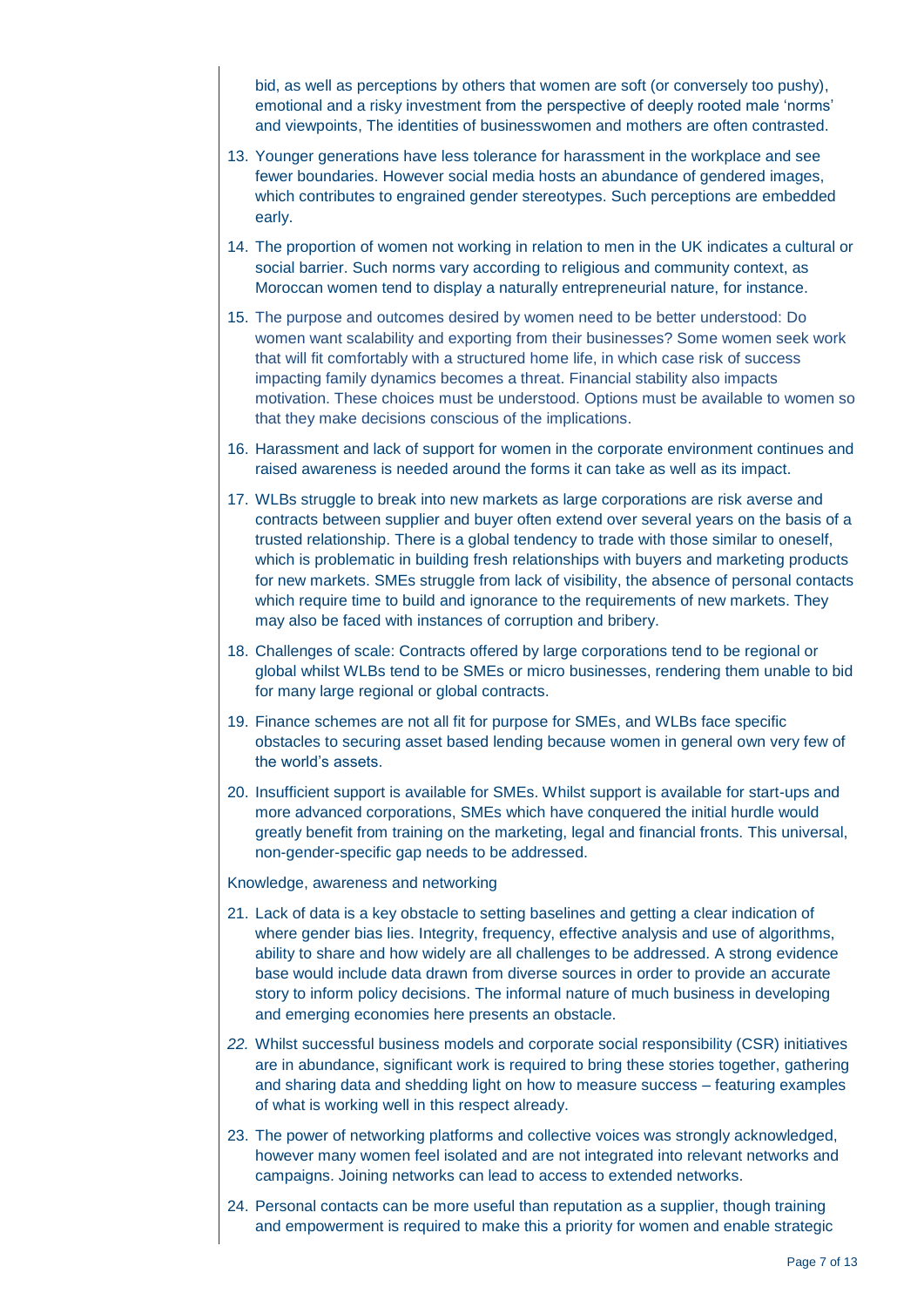bid, as well as perceptions by others that women are soft (or conversely too pushy), emotional and a risky investment from the perspective of deeply rooted male 'norms' and viewpoints, The identities of businesswomen and mothers are often contrasted.

13. Younger generations have less tolerance for harassment in the workplace and see fewer boundaries. However social media hosts an abundance of gendered images, which contributes to engrained gender stereotypes. Such perceptions are embedded early.
14. The proportion of women not working in relation to men in the UK indicates a cultural or social barrier. Such norms vary according to religious and community context, as Moroccan women tend to display a naturally entrepreneurial nature, for instance.
15. The purpose and outcomes desired by women need to be better understood: Do women want scalability and exporting from their businesses? Some women seek work that will fit comfortably with a structured home life, in which case risk of success impacting family dynamics becomes a threat. Financial stability also impacts motivation. These choices must be understood. Options must be available to women so that they make decisions conscious of the implications.
16. Harassment and lack of support for women in the corporate environment continues and raised awareness is needed around the forms it can take as well as its impact.
17. WLBs struggle to break into new markets as large corporations are risk averse and contracts between supplier and buyer often extend over several years on the basis of a trusted relationship. There is a global tendency to trade with those similar to oneself, which is problematic in building fresh relationships with buyers and marketing products for new markets. SMEs struggle from lack of visibility, the absence of personal contacts which require time to build and ignorance to the requirements of new markets. They may also be faced with instances of corruption and bribery.
18. Challenges of scale: Contracts offered by large corporations tend to be regional or global whilst WLBs tend to be SMEs or micro businesses, rendering them unable to bid for many large regional or global contracts.
19. Finance schemes are not all fit for purpose for SMEs, and WLBs face specific obstacles to securing asset based lending because women in general own very few of the world's assets.
20. Insufficient support is available for SMEs. Whilst support is available for start-ups and more advanced corporations, SMEs which have conquered the initial hurdle would greatly benefit from training on the marketing, legal and financial fronts. This universal, non-gender-specific gap needs to be addressed.

Knowledge, awareness and networking

21. Lack of data is a key obstacle to setting baselines and getting a clear indication of where gender bias lies. Integrity, frequency, effective analysis and use of algorithms, ability to share and how widely are all challenges to be addressed. A strong evidence base would include data drawn from diverse sources in order to provide an accurate story to inform policy decisions. The informal nature of much business in developing and emerging economies here presents an obstacle.
22. Whilst successful business models and corporate social responsibility (CSR) initiatives are in abundance, significant work is required to bring these stories together, gathering and sharing data and shedding light on how to measure success – featuring examples of what is working well in this respect already.
23. The power of networking platforms and collective voices was strongly acknowledged, however many women feel isolated and are not integrated into relevant networks and campaigns. Joining networks can lead to access to extended networks.
24. Personal contacts can be more useful than reputation as a supplier, though training and empowerment is required to make this a priority for women and enable strategic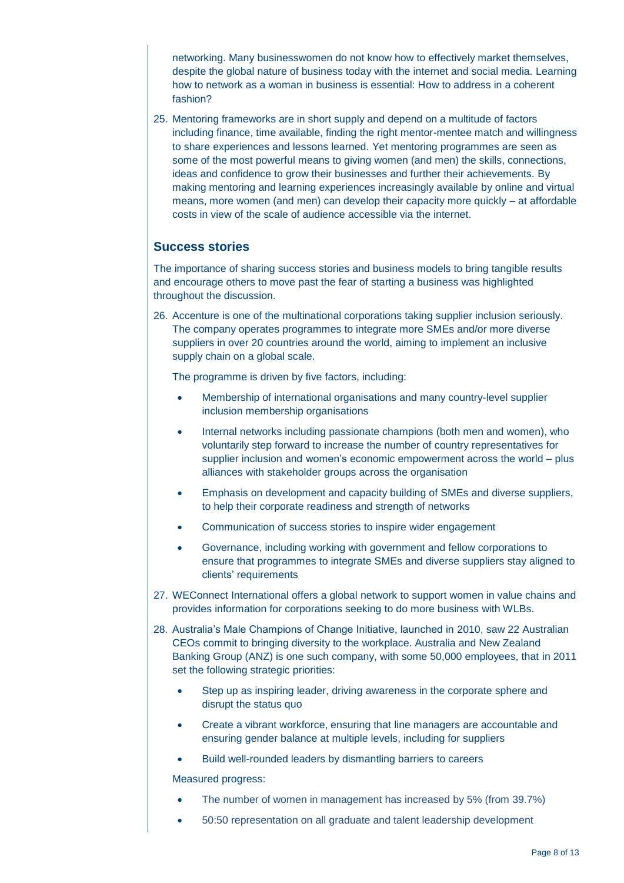networking. Many businesswomen do not know how to effectively market themselves, despite the global nature of business today with the internet and social media. Learning how to network as a woman in business is essential: How to address in a coherent fashion?

25. Mentoring frameworks are in short supply and depend on a multitude of factors including finance, time available, finding the right mentor-mentee match and willingness to share experiences and lessons learned. Yet mentoring programmes are seen as some of the most powerful means to giving women (and men) the skills, connections, ideas and confidence to grow their businesses and further their achievements. By making mentoring and learning experiences increasingly available by online and virtual means, more women (and men) can develop their capacity more quickly – at affordable costs in view of the scale of audience accessible via the internet.

## Success stories

The importance of sharing success stories and business models to bring tangible results and encourage others to move past the fear of starting a business was highlighted throughout the discussion.

26. Accenture is one of the multinational corporations taking supplier inclusion seriously. The company operates programmes to integrate more SMEs and/or more diverse suppliers in over 20 countries around the world, aiming to implement an inclusive supply chain on a global scale.

    The programme is driven by five factors, including:

    - Membership of international organisations and many country-level supplier inclusion membership organisations
    - Internal networks including passionate champions (both men and women), who voluntarily step forward to increase the number of country representatives for supplier inclusion and women's economic empowerment across the world – plus alliances with stakeholder groups across the organisation
    - Emphasis on development and capacity building of SMEs and diverse suppliers, to help their corporate readiness and strength of networks
    - Communication of success stories to inspire wider engagement
    - Governance, including working with government and fellow corporations to ensure that programmes to integrate SMEs and diverse suppliers stay aligned to clients' requirements

27. WEConnect International offers a global network to support women in value chains and provides information for corporations seeking to do more business with WLBs.

28. Australia's Male Champions of Change Initiative, launched in 2010, saw 22 Australian CEOs commit to bringing diversity to the workplace. Australia and New Zealand Banking Group (ANZ) is one such company, with some 50,000 employees, that in 2011 set the following strategic priorities:

    - Step up as inspiring leader, driving awareness in the corporate sphere and disrupt the status quo
    - Create a vibrant workforce, ensuring that line managers are accountable and ensuring gender balance at multiple levels, including for suppliers
    - Build well-rounded leaders by dismantling barriers to careers

    Measured progress:

    - The number of women in management has increased by 5% (from 39.7%)
    - 50:50 representation on all graduate and talent leadership development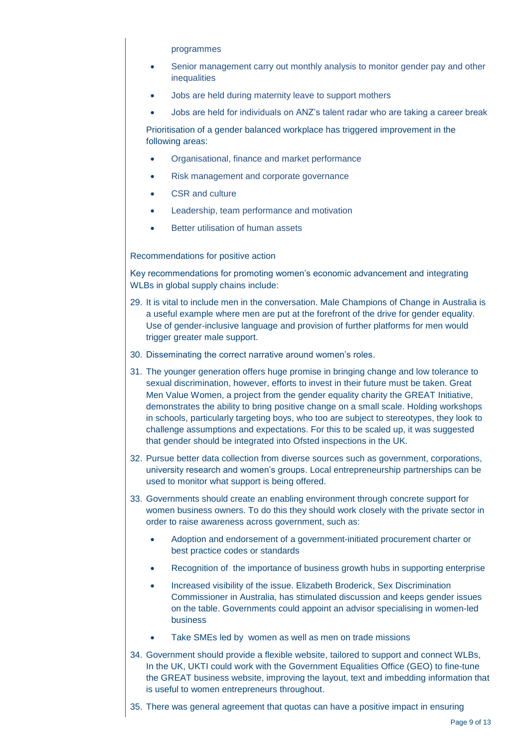programmes

- Senior management carry out monthly analysis to monitor gender pay and other inequalities
- Jobs are held during maternity leave to support mothers
- Jobs are held for individuals on ANZ's talent radar who are taking a career break

Prioritisation of a gender balanced workplace has triggered improvement in the following areas:

- Organisational, finance and market performance
- Risk management and corporate governance
- CSR and culture
- Leadership, team performance and motivation
- Better utilisation of human assets

Recommendations for positive action

Key recommendations for promoting women's economic advancement and integrating WLBs in global supply chains include:

29. It is vital to include men in the conversation. Male Champions of Change in Australia is a useful example where men are put at the forefront of the drive for gender equality. Use of gender-inclusive language and provision of further platforms for men would trigger greater male support.
30. Disseminating the correct narrative around women's roles.
31. The younger generation offers huge promise in bringing change and low tolerance to sexual discrimination, however, efforts to invest in their future must be taken. Great Men Value Women, a project from the gender equality charity the GREAT Initiative, demonstrates the ability to bring positive change on a small scale. Holding workshops in schools, particularly targeting boys, who too are subject to stereotypes, they look to challenge assumptions and expectations. For this to be scaled up, it was suggested that gender should be integrated into Ofsted inspections in the UK.
32. Pursue better data collection from diverse sources such as government, corporations, university research and women's groups. Local entrepreneurship partnerships can be used to monitor what support is being offered.
33. Governments should create an enabling environment through concrete support for women business owners. To do this they should work closely with the private sector in order to raise awareness across government, such as:
    - Adoption and endorsement of a government-initiated procurement charter or best practice codes or standards
    - Recognition of the importance of business growth hubs in supporting enterprise
    - Increased visibility of the issue. Elizabeth Broderick, Sex Discrimination Commissioner in Australia, has stimulated discussion and keeps gender issues on the table. Governments could appoint an advisor specialising in women-led business
    - Take SMEs led by women as well as men on trade missions
34. Government should provide a flexible website, tailored to support and connect WLBs, In the UK, UKTI could work with the Government Equalities Office (GEO) to fine-tune the GREAT business website, improving the layout, text and imbedding information that is useful to women entrepreneurs throughout.
35. There was general agreement that quotas can have a positive impact in ensuring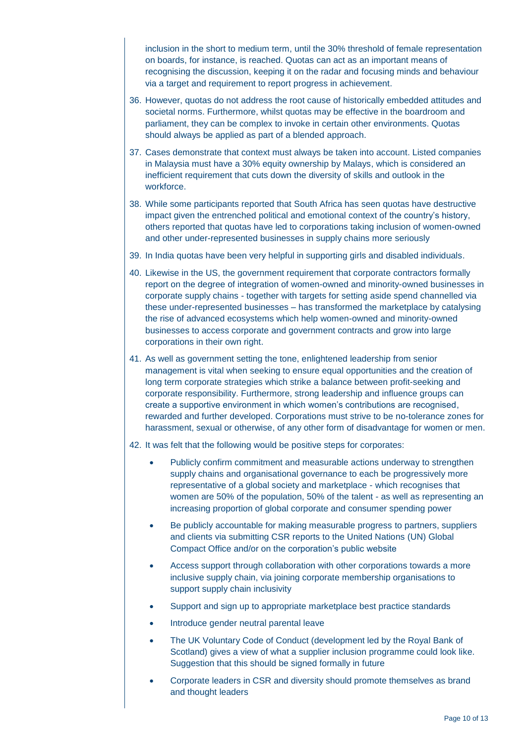inclusion in the short to medium term, until the 30% threshold of female representation on boards, for instance, is reached. Quotas can act as an important means of recognising the discussion, keeping it on the radar and focusing minds and behaviour via a target and requirement to report progress in achievement.

36. However, quotas do not address the root cause of historically embedded attitudes and societal norms. Furthermore, whilst quotas may be effective in the boardroom and parliament, they can be complex to invoke in certain other environments. Quotas should always be applied as part of a blended approach.

37. Cases demonstrate that context must always be taken into account. Listed companies in Malaysia must have a 30% equity ownership by Malays, which is considered an inefficient requirement that cuts down the diversity of skills and outlook in the workforce.

38. While some participants reported that South Africa has seen quotas have destructive impact given the entrenched political and emotional context of the country's history, others reported that quotas have led to corporations taking inclusion of women-owned and other under-represented businesses in supply chains more seriously

39. In India quotas have been very helpful in supporting girls and disabled individuals.

40. Likewise in the US, the government requirement that corporate contractors formally report on the degree of integration of women-owned and minority-owned businesses in corporate supply chains - together with targets for setting aside spend channelled via these under-represented businesses – has transformed the marketplace by catalysing the rise of advanced ecosystems which help women-owned and minority-owned businesses to access corporate and government contracts and grow into large corporations in their own right.

41. As well as government setting the tone, enlightened leadership from senior management is vital when seeking to ensure equal opportunities and the creation of long term corporate strategies which strike a balance between profit-seeking and corporate responsibility. Furthermore, strong leadership and influence groups can create a supportive environment in which women's contributions are recognised, rewarded and further developed. Corporations must strive to be no-tolerance zones for harassment, sexual or otherwise, of any other form of disadvantage for women or men.

42. It was felt that the following would be positive steps for corporates:

    - Publicly confirm commitment and measurable actions underway to strengthen supply chains and organisational governance to each be progressively more representative of a global society and marketplace - which recognises that women are 50% of the population, 50% of the talent - as well as representing an increasing proportion of global corporate and consumer spending power
    - Be publicly accountable for making measurable progress to partners, suppliers and clients via submitting CSR reports to the United Nations (UN) Global Compact Office and/or on the corporation's public website
    - Access support through collaboration with other corporations towards a more inclusive supply chain, via joining corporate membership organisations to support supply chain inclusivity
    - Support and sign up to appropriate marketplace best practice standards
    - Introduce gender neutral parental leave
    - The UK Voluntary Code of Conduct (development led by the Royal Bank of Scotland) gives a view of what a supplier inclusion programme could look like. Suggestion that this should be signed formally in future
    - Corporate leaders in CSR and diversity should promote themselves as brand and thought leaders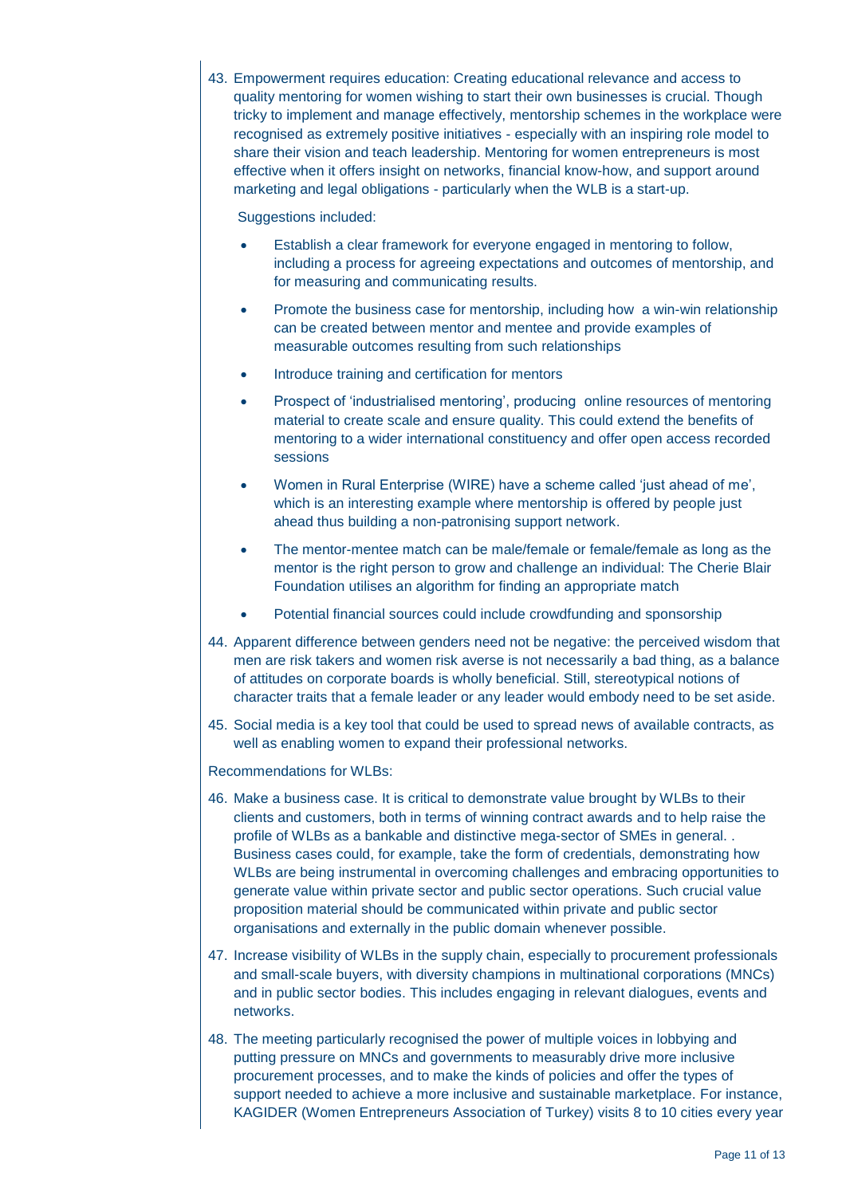43. Empowerment requires education: Creating educational relevance and access to quality mentoring for women wishing to start their own businesses is crucial. Though tricky to implement and manage effectively, mentorship schemes in the workplace were recognised as extremely positive initiatives - especially with an inspiring role model to share their vision and teach leadership. Mentoring for women entrepreneurs is most effective when it offers insight on networks, financial know-how, and support around marketing and legal obligations - particularly when the WLB is a start-up.

    Suggestions included:

    - Establish a clear framework for everyone engaged in mentoring to follow, including a process for agreeing expectations and outcomes of mentorship, and for measuring and communicating results.
    - Promote the business case for mentorship, including how a win-win relationship can be created between mentor and mentee and provide examples of measurable outcomes resulting from such relationships
    - Introduce training and certification for mentors
    - Prospect of 'industrialised mentoring', producing online resources of mentoring material to create scale and ensure quality. This could extend the benefits of mentoring to a wider international constituency and offer open access recorded sessions
    - Women in Rural Enterprise (WIRE) have a scheme called 'just ahead of me', which is an interesting example where mentorship is offered by people just ahead thus building a non-patronising support network.
    - The mentor-mentee match can be male/female or female/female as long as the mentor is the right person to grow and challenge an individual: The Cherie Blair Foundation utilises an algorithm for finding an appropriate match
    - Potential financial sources could include crowdfunding and sponsorship

44. Apparent difference between genders need not be negative: the perceived wisdom that men are risk takers and women risk averse is not necessarily a bad thing, as a balance of attitudes on corporate boards is wholly beneficial. Still, stereotypical notions of character traits that a female leader or any leader would embody need to be set aside.

45. Social media is a key tool that could be used to spread news of available contracts, as well as enabling women to expand their professional networks.

Recommendations for WLBs:

46. Make a business case. It is critical to demonstrate value brought by WLBs to their clients and customers, both in terms of winning contract awards and to help raise the profile of WLBs as a bankable and distinctive mega-sector of SMEs in general. . Business cases could, for example, take the form of credentials, demonstrating how WLBs are being instrumental in overcoming challenges and embracing opportunities to generate value within private sector and public sector operations. Such crucial value proposition material should be communicated within private and public sector organisations and externally in the public domain whenever possible.

47. Increase visibility of WLBs in the supply chain, especially to procurement professionals and small-scale buyers, with diversity champions in multinational corporations (MNCs) and in public sector bodies. This includes engaging in relevant dialogues, events and networks.

48. The meeting particularly recognised the power of multiple voices in lobbying and putting pressure on MNCs and governments to measurably drive more inclusive procurement processes, and to make the kinds of policies and offer the types of support needed to achieve a more inclusive and sustainable marketplace. For instance, KAGIDER (Women Entrepreneurs Association of Turkey) visits 8 to 10 cities every year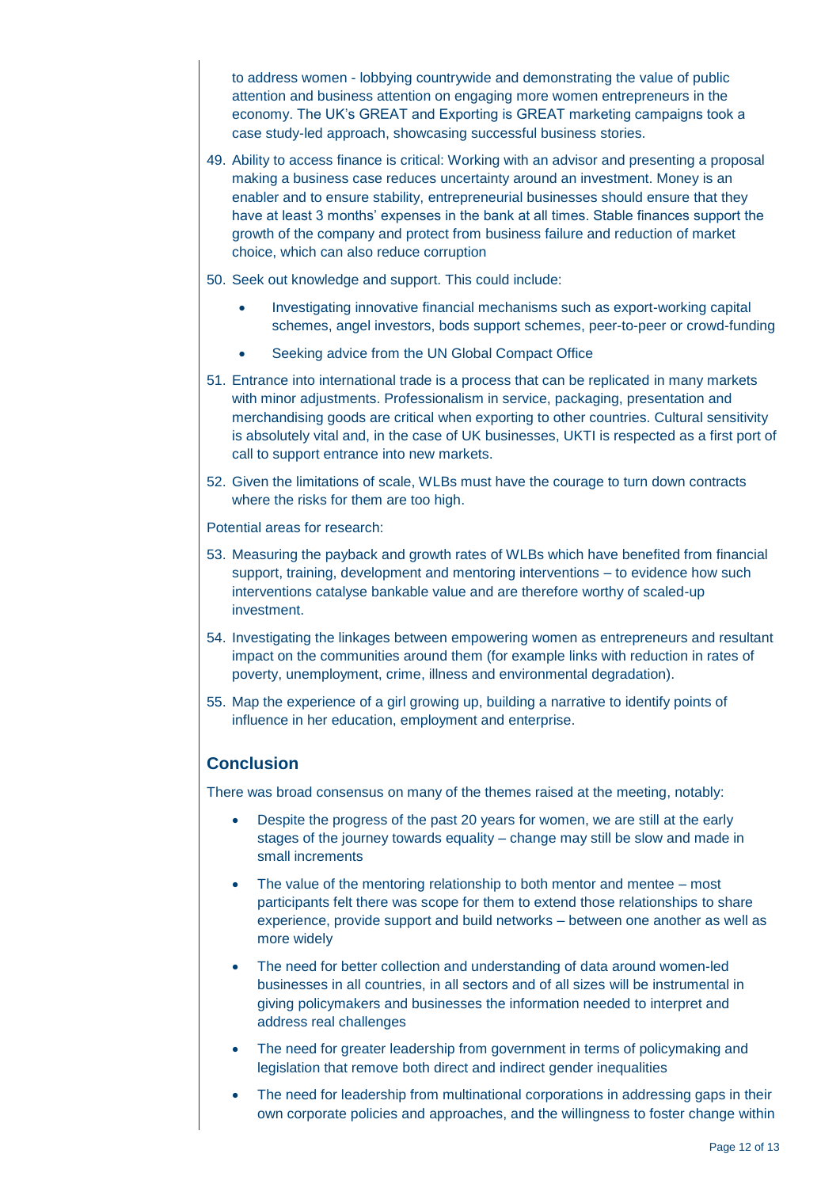to address women - lobbying countrywide and demonstrating the value of public attention and business attention on engaging more women entrepreneurs in the economy. The UK's GREAT and Exporting is GREAT marketing campaigns took a case study-led approach, showcasing successful business stories.

49. Ability to access finance is critical: Working with an advisor and presenting a proposal making a business case reduces uncertainty around an investment. Money is an enabler and to ensure stability, entrepreneurial businesses should ensure that they have at least 3 months' expenses in the bank at all times. Stable finances support the growth of the company and protect from business failure and reduction of market choice, which can also reduce corruption

50. Seek out knowledge and support. This could include:
    - Investigating innovative financial mechanisms such as export-working capital schemes, angel investors, bods support schemes, peer-to-peer or crowd-funding
    - Seeking advice from the UN Global Compact Office

51. Entrance into international trade is a process that can be replicated in many markets with minor adjustments. Professionalism in service, packaging, presentation and merchandising goods are critical when exporting to other countries. Cultural sensitivity is absolutely vital and, in the case of UK businesses, UKTI is respected as a first port of call to support entrance into new markets.

52. Given the limitations of scale, WLBs must have the courage to turn down contracts where the risks for them are too high.

Potential areas for research:

53. Measuring the payback and growth rates of WLBs which have benefited from financial support, training, development and mentoring interventions – to evidence how such interventions catalyse bankable value and are therefore worthy of scaled-up investment.

54. Investigating the linkages between empowering women as entrepreneurs and resultant impact on the communities around them (for example links with reduction in rates of poverty, unemployment, crime, illness and environmental degradation).

55. Map the experience of a girl growing up, building a narrative to identify points of influence in her education, employment and enterprise.

## Conclusion

There was broad consensus on many of the themes raised at the meeting, notably:

- Despite the progress of the past 20 years for women, we are still at the early stages of the journey towards equality – change may still be slow and made in small increments
- The value of the mentoring relationship to both mentor and mentee – most participants felt there was scope for them to extend those relationships to share experience, provide support and build networks – between one another as well as more widely
- The need for better collection and understanding of data around women-led businesses in all countries, in all sectors and of all sizes will be instrumental in giving policymakers and businesses the information needed to interpret and address real challenges
- The need for greater leadership from government in terms of policymaking and legislation that remove both direct and indirect gender inequalities
- The need for leadership from multinational corporations in addressing gaps in their own corporate policies and approaches, and the willingness to foster change within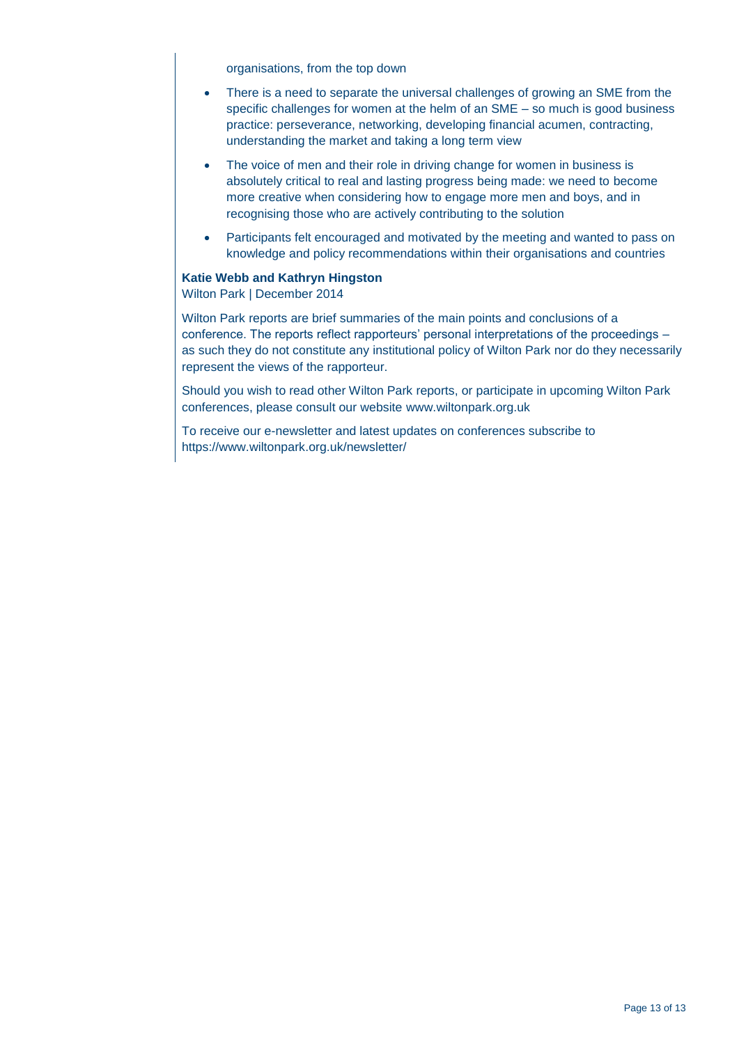organisations, from the top down

- There is a need to separate the universal challenges of growing an SME from the specific challenges for women at the helm of an SME – so much is good business practice: perseverance, networking, developing financial acumen, contracting, understanding the market and taking a long term view
- The voice of men and their role in driving change for women in business is absolutely critical to real and lasting progress being made: we need to become more creative when considering how to engage more men and boys, and in recognising those who are actively contributing to the solution
- Participants felt encouraged and motivated by the meeting and wanted to pass on knowledge and policy recommendations within their organisations and countries

**Katie Webb and Kathryn Hingston**
Wilton Park | December 2014

Wilton Park reports are brief summaries of the main points and conclusions of a conference. The reports reflect rapporteurs' personal interpretations of the proceedings – as such they do not constitute any institutional policy of Wilton Park nor do they necessarily represent the views of the rapporteur.

Should you wish to read other Wilton Park reports, or participate in upcoming Wilton Park conferences, please consult our website www.wiltonpark.org.uk

To receive our e-newsletter and latest updates on conferences subscribe to https://www.wiltonpark.org.uk/newsletter/